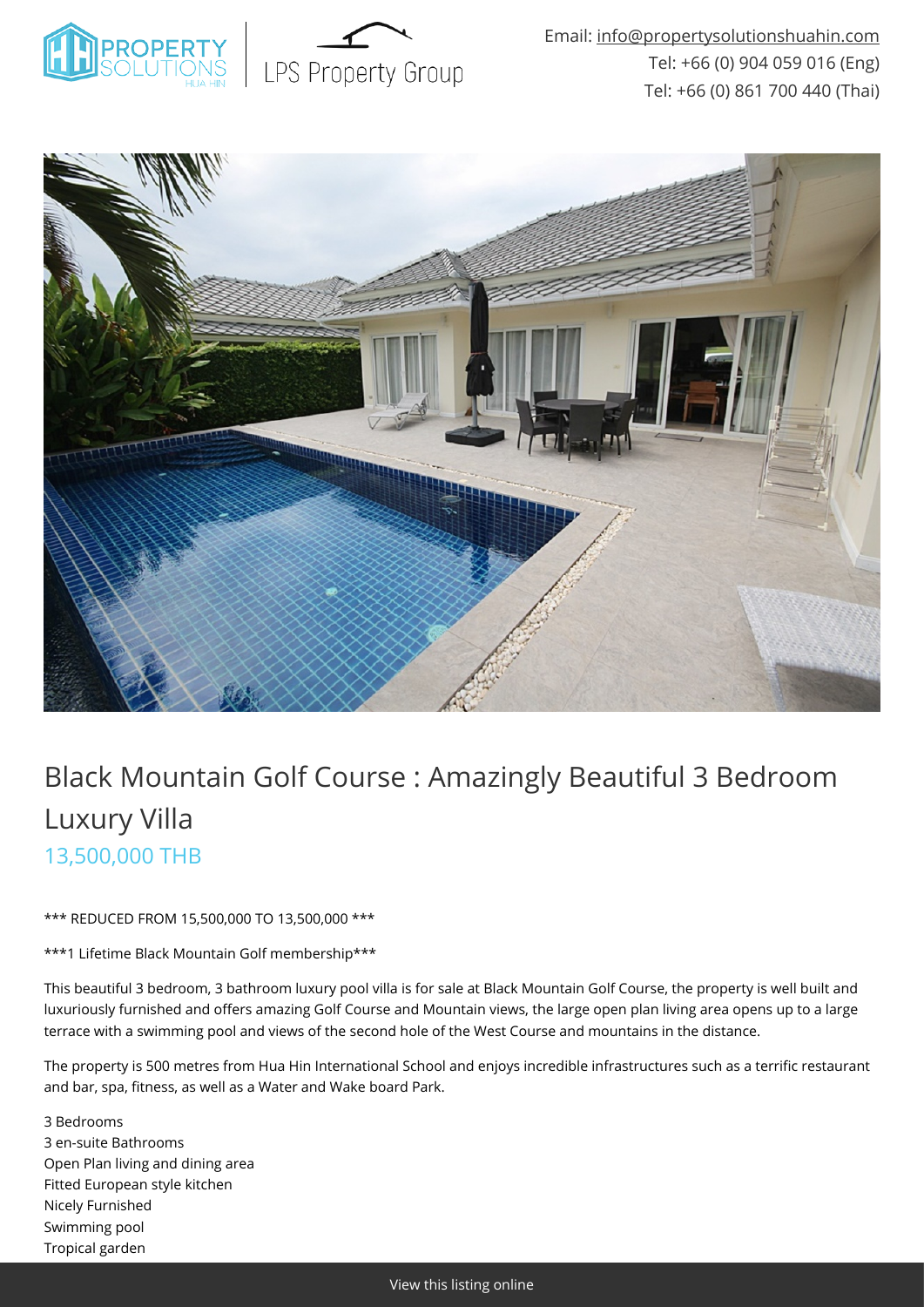Email: info@propertysolutionshuahin.com
Tel: +66 (0) 904 059 016 (Eng)
Tel: +66 (0) 861 700 440 (Thai)

# Black Mountain Golf Course : Amazingly Beautiful 3 Bedroom Luxury Villa

## 13,500,000 THB

*** REDUCED FROM 15,500,000 TO 13,500,000 ***

***1 Lifetime Black Mountain Golf membership***

This beautiful 3 bedroom, 3 bathroom luxury pool villa is for sale at Black Mountain Golf Course, the property is well built and luxuriously furnished and offers amazing Golf Course and Mountain views, the large open plan living area opens up to a large terrace with a swimming pool and views of the second hole of the West Course and mountains in the distance.

The property is 500 metres from Hua Hin International School and enjoys incredible infrastructures such as a terrific restaurant and bar, spa, fitness, as well as a Water and Wake board Park.

3 Bedrooms
3 en-suite Bathrooms
Open Plan living and dining area
Fitted European style kitchen
Nicely Furnished
Swimming pool
Tropical garden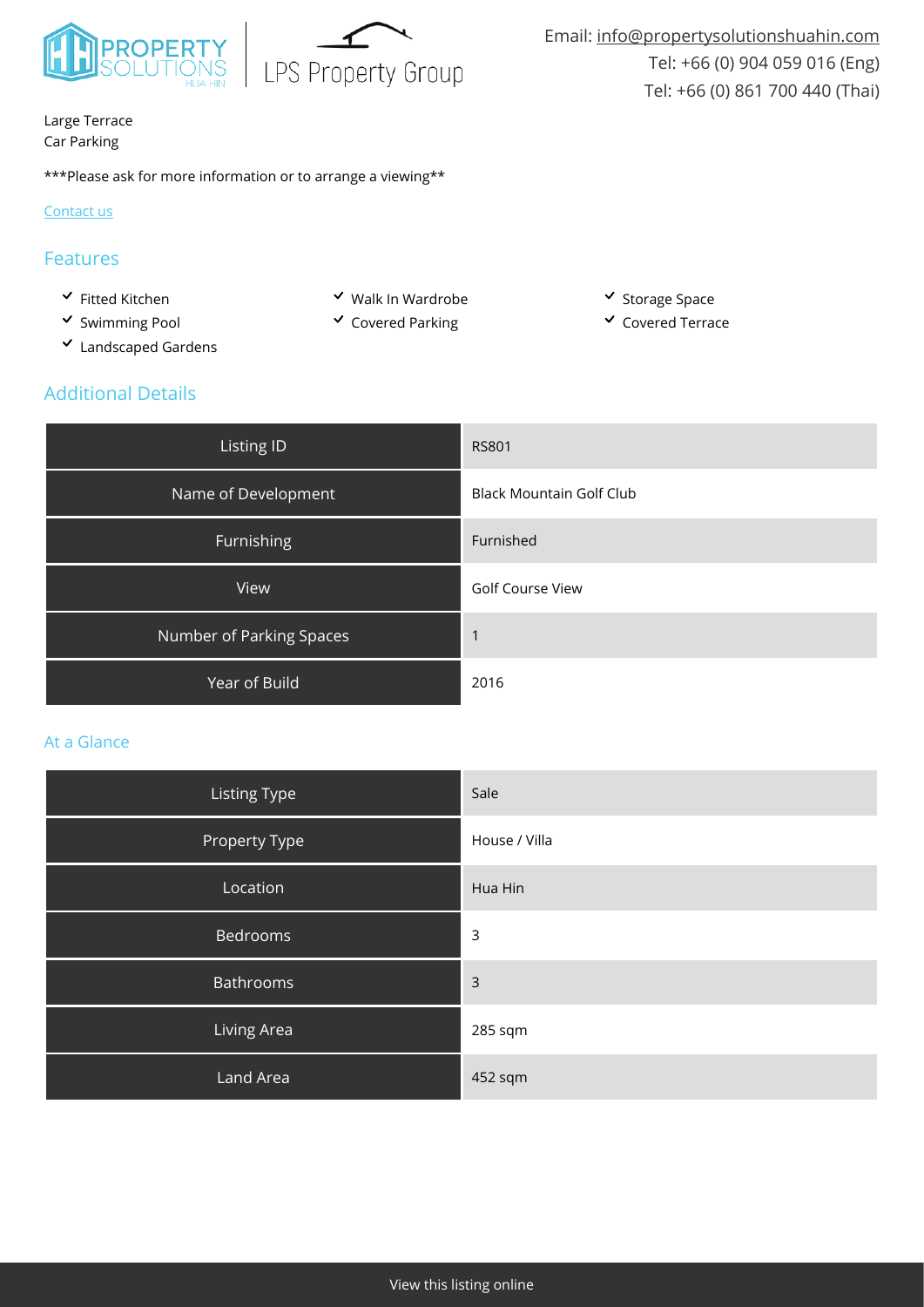Large Terrace
Car Parking

***Please ask for more information or to arrange a viewing**

Contact us

## Features

- Fitted Kitchen
- Swimming Pool
- Landscaped Gardens
- Walk In Wardrobe
- Covered Parking
- Storage Space
- Covered Terrace

## Additional Details

| | |
|---|---|
| Listing ID | RS801 |
| Name of Development | Black Mountain Golf Club |
| Furnishing | Furnished |
| View | Golf Course View |
| Number of Parking Spaces | 1 |
| Year of Build | 2016 |

### At a Glance

| | |
|---|---|
| Listing Type | Sale |
| Property Type | House / Villa |
| Location | Hua Hin |
| Bedrooms | 3 |
| Bathrooms | 3 |
| Living Area | 285 sqm |
| Land Area | 452 sqm |

View this listing online